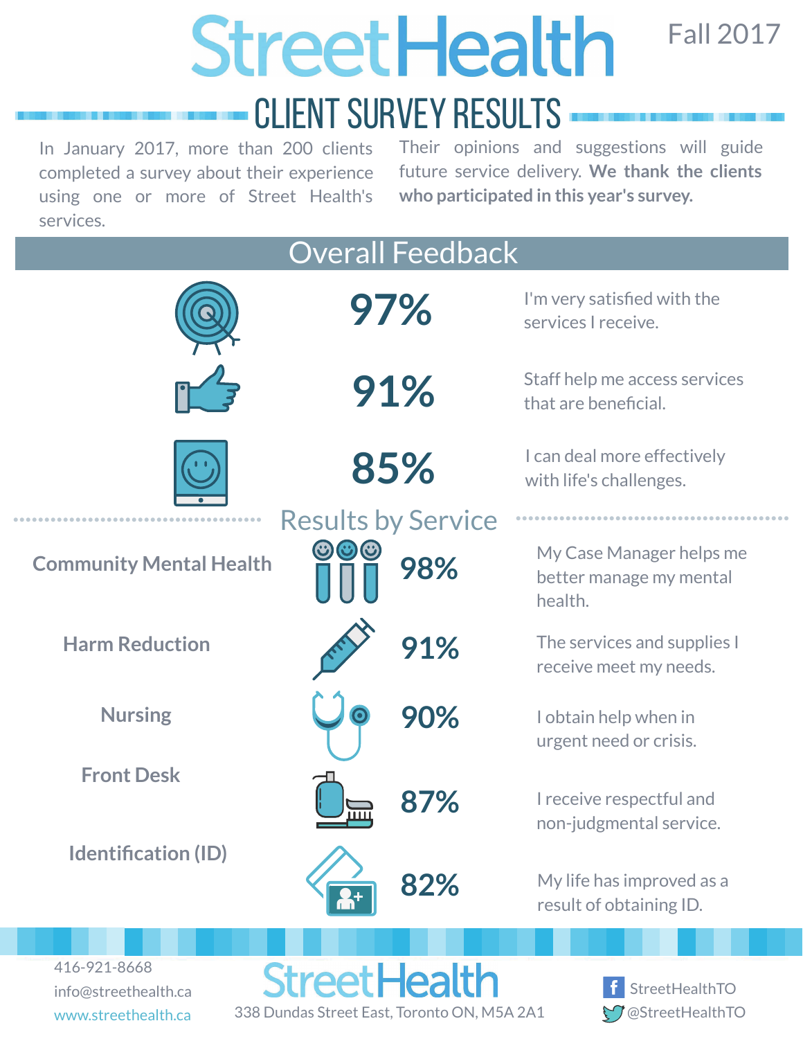# StreetHealth

Fall 2017

## CLIENT SURVEY RESULTS

In January 2017, more than 200 clients completed a survey about their experience using one or more of Street Health's services. Their opinions and suggestions will guide future service delivery. **We thank the clients who participated in this year's survey.**

## Overall Feedback

| Result | Statement |
|---|---|
| **97%** | I'm very satisfied with the services I receive. |
| **91%** | Staff help me access services that are beneficial. |
| **85%** | I can deal more effectively with life's challenges. |

## Results by Service

| Service | Result | Statement |
|---|---|---|
| **Community Mental Health** | **98%** | My Case Manager helps me better manage my mental health. |
| **Harm Reduction** | **91%** | The services and supplies I receive meet my needs. |
| **Nursing** | **90%** | I obtain help when in urgent need or crisis. |
| **Front Desk** | **87%** | I receive respectful and non-judgmental service. |
| **Identification (ID)** | **82%** | My life has improved as a result of obtaining ID. |

416-921-8668
info@streethealth.ca
www.streethealth.ca

StreetHealth
338 Dundas Street East, Toronto ON, M5A 2A1

StreetHealthTO
@StreetHealthTO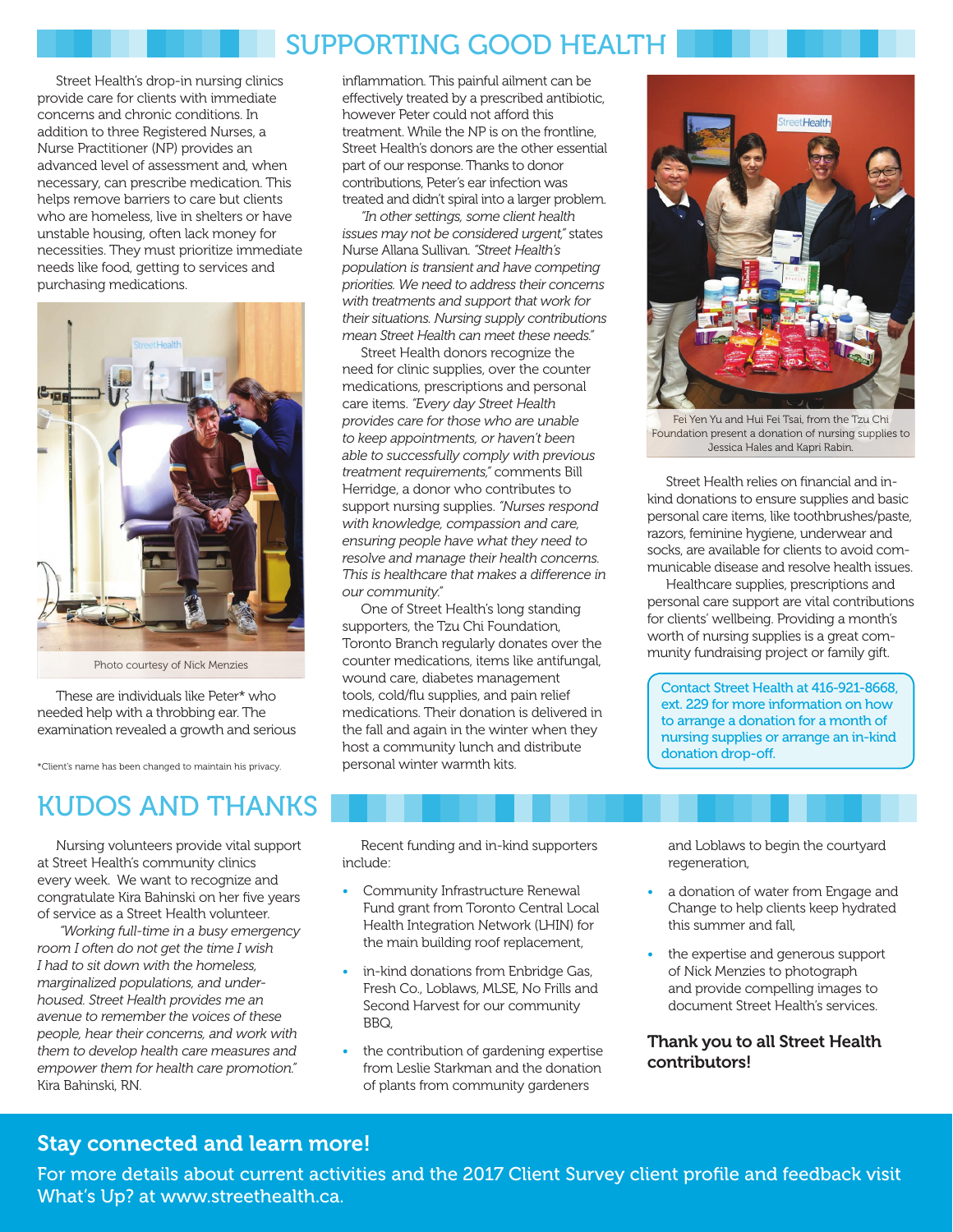# SUPPORTING GOOD HEALTH

Street Health's drop-in nursing clinics provide care for clients with immediate concerns and chronic conditions. In addition to three Registered Nurses, a Nurse Practitioner (NP) provides an advanced level of assessment and, when necessary, can prescribe medication. This helps remove barriers to care but clients who are homeless, live in shelters or have unstable housing, often lack money for necessities. They must prioritize immediate needs like food, getting to services and purchasing medications.

Photo courtesy of Nick Menzies

These are individuals like Peter* who needed help with a throbbing ear. The examination revealed a growth and serious inflammation. This painful ailment can be effectively treated by a prescribed antibiotic, however Peter could not afford this treatment. While the NP is on the frontline, Street Health's donors are the other essential part of our response. Thanks to donor contributions, Peter's ear infection was treated and didn't spiral into a larger problem.

*Client's name has been changed to maintain his privacy.

*"In other settings, some client health issues may not be considered urgent,"* states Nurse Allana Sullivan. *"Street Health's population is transient and have competing priorities. We need to address their concerns with treatments and support that work for their situations. Nursing supply contributions mean Street Health can meet these needs."*

Street Health donors recognize the need for clinic supplies, over the counter medications, prescriptions and personal care items. *"Every day Street Health provides care for those who are unable to keep appointments, or haven't been able to successfully comply with previous treatment requirements,"* comments Bill Herridge, a donor who contributes to support nursing supplies. *"Nurses respond with knowledge, compassion and care, ensuring people have what they need to resolve and manage their health concerns. This is healthcare that makes a difference in our community."*

One of Street Health's long standing supporters, the Tzu Chi Foundation, Toronto Branch regularly donates over the counter medications, items like antifungal, wound care, diabetes management tools, cold/flu supplies, and pain relief medications. Their donation is delivered in the fall and again in the winter when they host a community lunch and distribute personal winter warmth kits.

Fei Yen Yu and Hui Fei Tsai, from the Tzu Chi Foundation present a donation of nursing supplies to Jessica Hales and Kapri Rabin.

Street Health relies on financial and in-kind donations to ensure supplies and basic personal care items, like toothbrushes/paste, razors, feminine hygiene, underwear and socks, are available for clients to avoid communicable disease and resolve health issues.

Healthcare supplies, prescriptions and personal care support are vital contributions for clients' wellbeing. Providing a month's worth of nursing supplies is a great community fundraising project or family gift.

Contact Street Health at 416-921-8668, ext. 229 for more information on how to arrange a donation for a month of nursing supplies or arrange an in-kind donation drop-off.

# KUDOS AND THANKS

Nursing volunteers provide vital support at Street Health's community clinics every week. We want to recognize and congratulate Kira Bahinski on her five years of service as a Street Health volunteer.

*"Working full-time in a busy emergency room I often do not get the time I wish I had to sit down with the homeless, marginalized populations, and under-housed. Street Health provides me an avenue to remember the voices of these people, hear their concerns, and work with them to develop health care measures and empower them for health care promotion."* Kira Bahinski, RN.

Recent funding and in-kind supporters include:

- Community Infrastructure Renewal Fund grant from Toronto Central Local Health Integration Network (LHIN) for the main building roof replacement,
- in-kind donations from Enbridge Gas, Fresh Co., Loblaws, MLSE, No Frills and Second Harvest for our community BBQ,
- the contribution of gardening expertise from Leslie Starkman and the donation of plants from community gardeners and Loblaws to begin the courtyard regeneration,
- a donation of water from Engage and Change to help clients keep hydrated this summer and fall,
- the expertise and generous support of Nick Menzies to photograph and provide compelling images to document Street Health's services.

**Thank you to all Street Health contributors!**

## Stay connected and learn more!

For more details about current activities and the 2017 Client Survey client profile and feedback visit What's Up? at www.streethealth.ca.